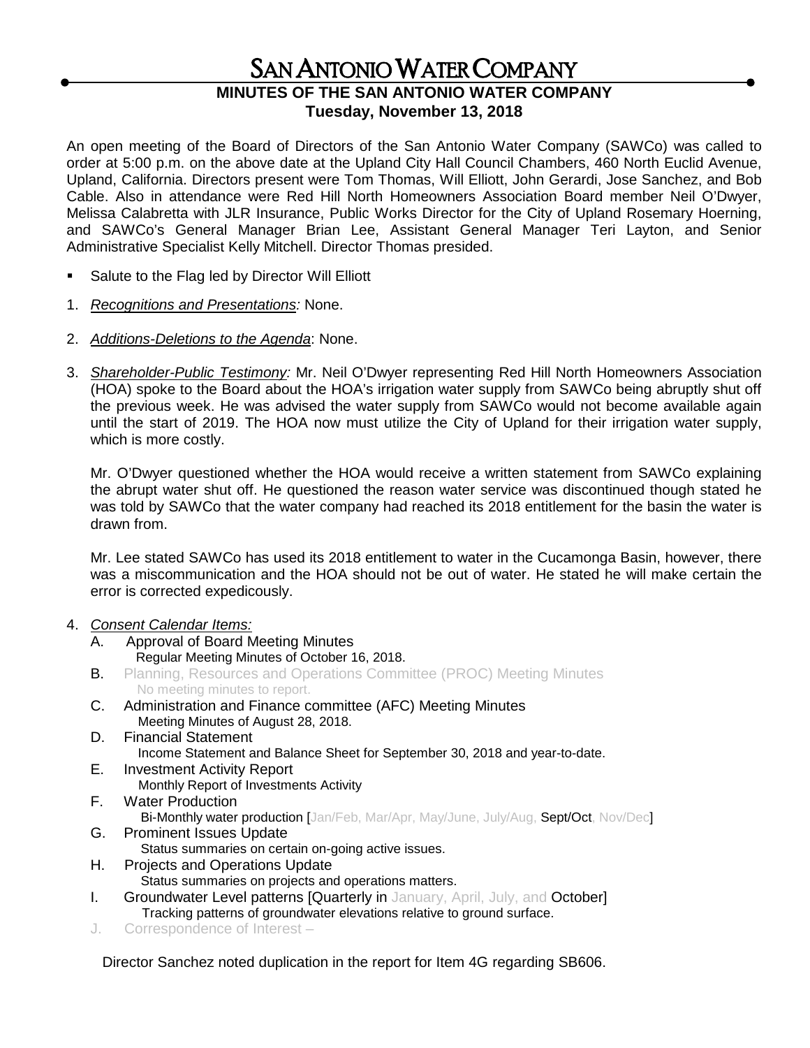# SAN ANTONIO WATER COMPANY

## MINUTES OF THE SAN ANTONIO WATER COMPANY
**Tuesday, November 13, 2018**

An open meeting of the Board of Directors of the San Antonio Water Company (SAWCo) was called to order at 5:00 p.m. on the above date at the Upland City Hall Council Chambers, 460 North Euclid Avenue, Upland, California. Directors present were Tom Thomas, Will Elliott, John Gerardi, Jose Sanchez, and Bob Cable. Also in attendance were Red Hill North Homeowners Association Board member Neil O'Dwyer, Melissa Calabretta with JLR Insurance, Public Works Director for the City of Upland Rosemary Hoerning, and SAWCo's General Manager Brian Lee, Assistant General Manager Teri Layton, and Senior Administrative Specialist Kelly Mitchell. Director Thomas presided.

- Salute to the Flag led by Director Will Elliott

1. *Recognitions and Presentations:* None.

2. *Additions-Deletions to the Agenda*: None.

3. *Shareholder-Public Testimony:* Mr. Neil O'Dwyer representing Red Hill North Homeowners Association (HOA) spoke to the Board about the HOA's irrigation water supply from SAWCo being abruptly shut off the previous week. He was advised the water supply from SAWCo would not become available again until the start of 2019. The HOA now must utilize the City of Upland for their irrigation water supply, which is more costly.

   Mr. O'Dwyer questioned whether the HOA would receive a written statement from SAWCo explaining the abrupt water shut off. He questioned the reason water service was discontinued though stated he was told by SAWCo that the water company had reached its 2018 entitlement for the basin the water is drawn from.

   Mr. Lee stated SAWCo has used its 2018 entitlement to water in the Cucamonga Basin, however, there was a miscommunication and the HOA should not be out of water. He stated he will make certain the error is corrected expedicously.

4. *Consent Calendar Items:*
   - A. Approval of Board Meeting Minutes
     Regular Meeting Minutes of October 16, 2018.
   - B. Planning, Resources and Operations Committee (PROC) Meeting Minutes
     No meeting minutes to report.
   - C. Administration and Finance committee (AFC) Meeting Minutes
     Meeting Minutes of August 28, 2018.
   - D. Financial Statement
     Income Statement and Balance Sheet for September 30, 2018 and year-to-date.
   - E. Investment Activity Report
     Monthly Report of Investments Activity
   - F. Water Production
     Bi-Monthly water production [Jan/Feb, Mar/Apr, May/June, July/Aug, Sept/Oct, Nov/Dec]
   - G. Prominent Issues Update
     Status summaries on certain on-going active issues.
   - H. Projects and Operations Update
     Status summaries on projects and operations matters.
   - I. Groundwater Level patterns [Quarterly in January, April, July, and October]
     Tracking patterns of groundwater elevations relative to ground surface.
   - J. Correspondence of Interest –

   Director Sanchez noted duplication in the report for Item 4G regarding SB606.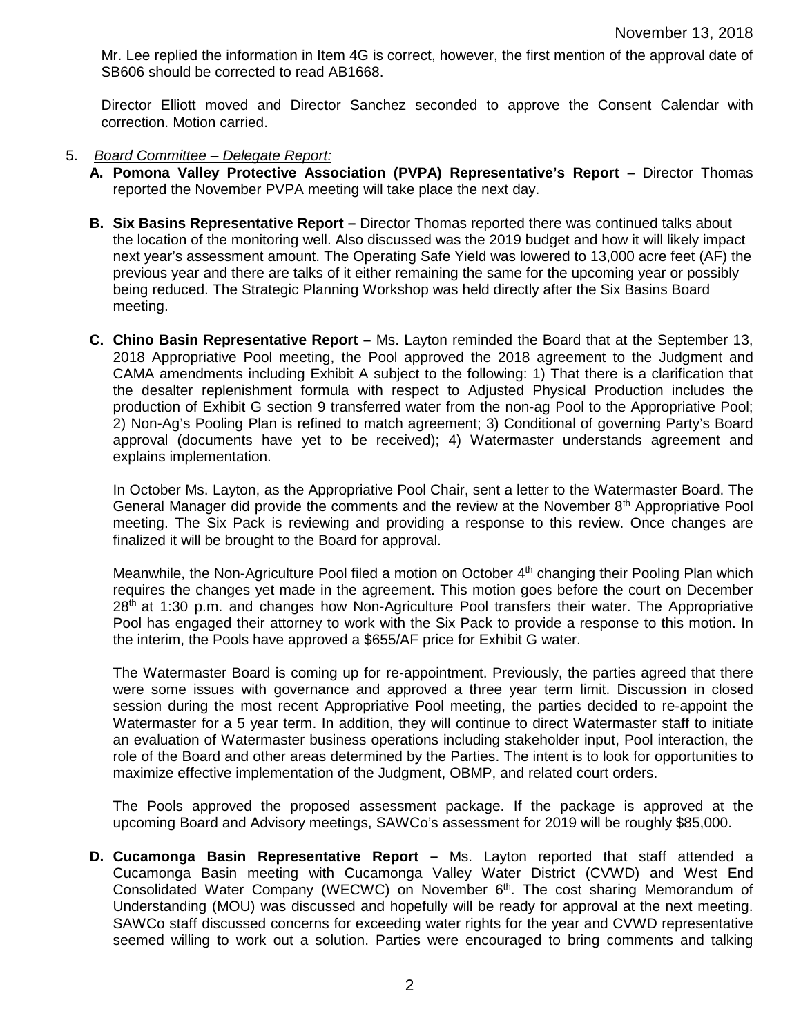Mr. Lee replied the information in Item 4G is correct, however, the first mention of the approval date of SB606 should be corrected to read AB1668.

Director Elliott moved and Director Sanchez seconded to approve the Consent Calendar with correction. Motion carried.

5. *Board Committee – Delegate Report:*

   **A. Pomona Valley Protective Association (PVPA) Representative's Report –** Director Thomas reported the November PVPA meeting will take place the next day.

   **B. Six Basins Representative Report –** Director Thomas reported there was continued talks about the location of the monitoring well. Also discussed was the 2019 budget and how it will likely impact next year's assessment amount. The Operating Safe Yield was lowered to 13,000 acre feet (AF) the previous year and there are talks of it either remaining the same for the upcoming year or possibly being reduced. The Strategic Planning Workshop was held directly after the Six Basins Board meeting.

   **C. Chino Basin Representative Report –** Ms. Layton reminded the Board that at the September 13, 2018 Appropriative Pool meeting, the Pool approved the 2018 agreement to the Judgment and CAMA amendments including Exhibit A subject to the following: 1) That there is a clarification that the desalter replenishment formula with respect to Adjusted Physical Production includes the production of Exhibit G section 9 transferred water from the non-ag Pool to the Appropriative Pool; 2) Non-Ag's Pooling Plan is refined to match agreement; 3) Conditional of governing Party's Board approval (documents have yet to be received); 4) Watermaster understands agreement and explains implementation.

   In October Ms. Layton, as the Appropriative Pool Chair, sent a letter to the Watermaster Board. The General Manager did provide the comments and the review at the November 8th Appropriative Pool meeting. The Six Pack is reviewing and providing a response to this review. Once changes are finalized it will be brought to the Board for approval.

   Meanwhile, the Non-Agriculture Pool filed a motion on October 4th changing their Pooling Plan which requires the changes yet made in the agreement. This motion goes before the court on December 28th at 1:30 p.m. and changes how Non-Agriculture Pool transfers their water. The Appropriative Pool has engaged their attorney to work with the Six Pack to provide a response to this motion. In the interim, the Pools have approved a $655/AF price for Exhibit G water.

   The Watermaster Board is coming up for re-appointment. Previously, the parties agreed that there were some issues with governance and approved a three year term limit. Discussion in closed session during the most recent Appropriative Pool meeting, the parties decided to re-appoint the Watermaster for a 5 year term. In addition, they will continue to direct Watermaster staff to initiate an evaluation of Watermaster business operations including stakeholder input, Pool interaction, the role of the Board and other areas determined by the Parties. The intent is to look for opportunities to maximize effective implementation of the Judgment, OBMP, and related court orders.

   The Pools approved the proposed assessment package. If the package is approved at the upcoming Board and Advisory meetings, SAWCo's assessment for 2019 will be roughly $85,000.

   **D. Cucamonga Basin Representative Report –** Ms. Layton reported that staff attended a Cucamonga Basin meeting with Cucamonga Valley Water District (CVWD) and West End Consolidated Water Company (WECWC) on November 6th. The cost sharing Memorandum of Understanding (MOU) was discussed and hopefully will be ready for approval at the next meeting. SAWCo staff discussed concerns for exceeding water rights for the year and CVWD representative seemed willing to work out a solution. Parties were encouraged to bring comments and talking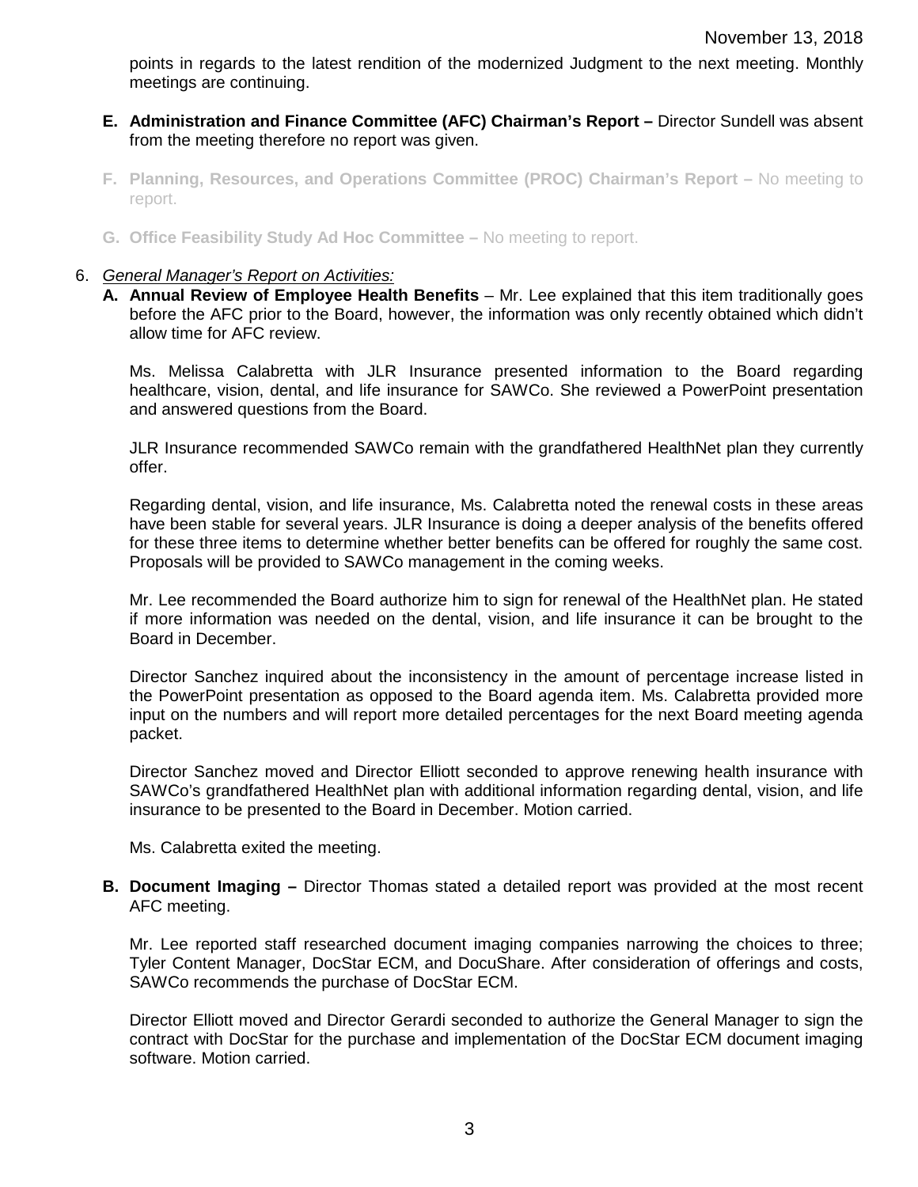points in regards to the latest rendition of the modernized Judgment to the next meeting. Monthly meetings are continuing.

**E. Administration and Finance Committee (AFC) Chairman's Report –** Director Sundell was absent from the meeting therefore no report was given.

**F. Planning, Resources, and Operations Committee (PROC) Chairman's Report –** No meeting to report.

**G. Office Feasibility Study Ad Hoc Committee –** No meeting to report.

6. *General Manager's Report on Activities:*

**A. Annual Review of Employee Health Benefits** – Mr. Lee explained that this item traditionally goes before the AFC prior to the Board, however, the information was only recently obtained which didn't allow time for AFC review.

Ms. Melissa Calabretta with JLR Insurance presented information to the Board regarding healthcare, vision, dental, and life insurance for SAWCo. She reviewed a PowerPoint presentation and answered questions from the Board.

JLR Insurance recommended SAWCo remain with the grandfathered HealthNet plan they currently offer.

Regarding dental, vision, and life insurance, Ms. Calabretta noted the renewal costs in these areas have been stable for several years. JLR Insurance is doing a deeper analysis of the benefits offered for these three items to determine whether better benefits can be offered for roughly the same cost. Proposals will be provided to SAWCo management in the coming weeks.

Mr. Lee recommended the Board authorize him to sign for renewal of the HealthNet plan. He stated if more information was needed on the dental, vision, and life insurance it can be brought to the Board in December.

Director Sanchez inquired about the inconsistency in the amount of percentage increase listed in the PowerPoint presentation as opposed to the Board agenda item. Ms. Calabretta provided more input on the numbers and will report more detailed percentages for the next Board meeting agenda packet.

Director Sanchez moved and Director Elliott seconded to approve renewing health insurance with SAWCo's grandfathered HealthNet plan with additional information regarding dental, vision, and life insurance to be presented to the Board in December. Motion carried.

Ms. Calabretta exited the meeting.

**B. Document Imaging –** Director Thomas stated a detailed report was provided at the most recent AFC meeting.

Mr. Lee reported staff researched document imaging companies narrowing the choices to three; Tyler Content Manager, DocStar ECM, and DocuShare. After consideration of offerings and costs, SAWCo recommends the purchase of DocStar ECM.

Director Elliott moved and Director Gerardi seconded to authorize the General Manager to sign the contract with DocStar for the purchase and implementation of the DocStar ECM document imaging software. Motion carried.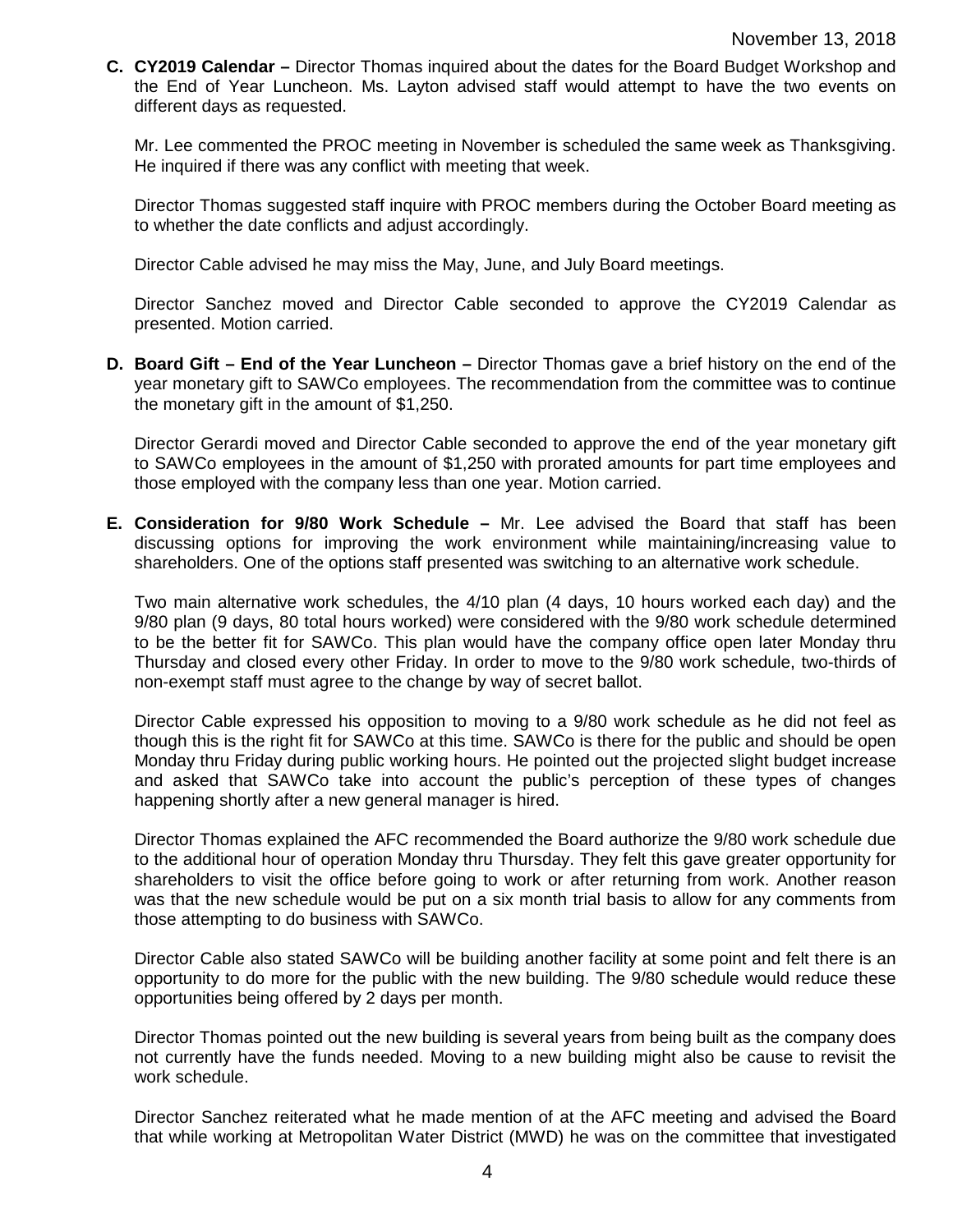**C. CY2019 Calendar –** Director Thomas inquired about the dates for the Board Budget Workshop and the End of Year Luncheon. Ms. Layton advised staff would attempt to have the two events on different days as requested.

Mr. Lee commented the PROC meeting in November is scheduled the same week as Thanksgiving. He inquired if there was any conflict with meeting that week.

Director Thomas suggested staff inquire with PROC members during the October Board meeting as to whether the date conflicts and adjust accordingly.

Director Cable advised he may miss the May, June, and July Board meetings.

Director Sanchez moved and Director Cable seconded to approve the CY2019 Calendar as presented. Motion carried.

**D. Board Gift – End of the Year Luncheon –** Director Thomas gave a brief history on the end of the year monetary gift to SAWCo employees. The recommendation from the committee was to continue the monetary gift in the amount of $1,250.

Director Gerardi moved and Director Cable seconded to approve the end of the year monetary gift to SAWCo employees in the amount of $1,250 with prorated amounts for part time employees and those employed with the company less than one year. Motion carried.

**E. Consideration for 9/80 Work Schedule –** Mr. Lee advised the Board that staff has been discussing options for improving the work environment while maintaining/increasing value to shareholders. One of the options staff presented was switching to an alternative work schedule.

Two main alternative work schedules, the 4/10 plan (4 days, 10 hours worked each day) and the 9/80 plan (9 days, 80 total hours worked) were considered with the 9/80 work schedule determined to be the better fit for SAWCo. This plan would have the company office open later Monday thru Thursday and closed every other Friday. In order to move to the 9/80 work schedule, two-thirds of non-exempt staff must agree to the change by way of secret ballot.

Director Cable expressed his opposition to moving to a 9/80 work schedule as he did not feel as though this is the right fit for SAWCo at this time. SAWCo is there for the public and should be open Monday thru Friday during public working hours. He pointed out the projected slight budget increase and asked that SAWCo take into account the public's perception of these types of changes happening shortly after a new general manager is hired.

Director Thomas explained the AFC recommended the Board authorize the 9/80 work schedule due to the additional hour of operation Monday thru Thursday. They felt this gave greater opportunity for shareholders to visit the office before going to work or after returning from work. Another reason was that the new schedule would be put on a six month trial basis to allow for any comments from those attempting to do business with SAWCo.

Director Cable also stated SAWCo will be building another facility at some point and felt there is an opportunity to do more for the public with the new building. The 9/80 schedule would reduce these opportunities being offered by 2 days per month.

Director Thomas pointed out the new building is several years from being built as the company does not currently have the funds needed. Moving to a new building might also be cause to revisit the work schedule.

Director Sanchez reiterated what he made mention of at the AFC meeting and advised the Board that while working at Metropolitan Water District (MWD) he was on the committee that investigated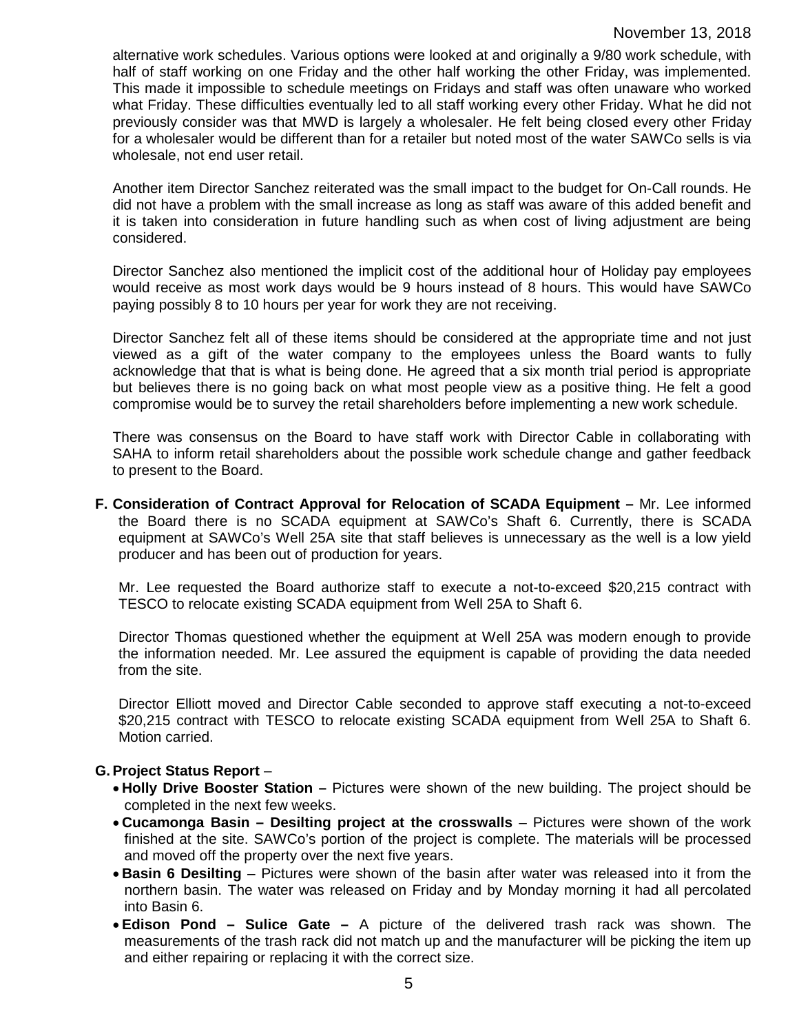alternative work schedules. Various options were looked at and originally a 9/80 work schedule, with half of staff working on one Friday and the other half working the other Friday, was implemented. This made it impossible to schedule meetings on Fridays and staff was often unaware who worked what Friday. These difficulties eventually led to all staff working every other Friday. What he did not previously consider was that MWD is largely a wholesaler. He felt being closed every other Friday for a wholesaler would be different than for a retailer but noted most of the water SAWCo sells is via wholesale, not end user retail.

Another item Director Sanchez reiterated was the small impact to the budget for On-Call rounds. He did not have a problem with the small increase as long as staff was aware of this added benefit and it is taken into consideration in future handling such as when cost of living adjustment are being considered.

Director Sanchez also mentioned the implicit cost of the additional hour of Holiday pay employees would receive as most work days would be 9 hours instead of 8 hours. This would have SAWCo paying possibly 8 to 10 hours per year for work they are not receiving.

Director Sanchez felt all of these items should be considered at the appropriate time and not just viewed as a gift of the water company to the employees unless the Board wants to fully acknowledge that that is what is being done. He agreed that a six month trial period is appropriate but believes there is no going back on what most people view as a positive thing. He felt a good compromise would be to survey the retail shareholders before implementing a new work schedule.

There was consensus on the Board to have staff work with Director Cable in collaborating with SAHA to inform retail shareholders about the possible work schedule change and gather feedback to present to the Board.

**F. Consideration of Contract Approval for Relocation of SCADA Equipment –** Mr. Lee informed the Board there is no SCADA equipment at SAWCo's Shaft 6. Currently, there is SCADA equipment at SAWCo's Well 25A site that staff believes is unnecessary as the well is a low yield producer and has been out of production for years.

Mr. Lee requested the Board authorize staff to execute a not-to-exceed $20,215 contract with TESCO to relocate existing SCADA equipment from Well 25A to Shaft 6.

Director Thomas questioned whether the equipment at Well 25A was modern enough to provide the information needed. Mr. Lee assured the equipment is capable of providing the data needed from the site.

Director Elliott moved and Director Cable seconded to approve staff executing a not-to-exceed $20,215 contract with TESCO to relocate existing SCADA equipment from Well 25A to Shaft 6. Motion carried.

**G. Project Status Report** –

- **Holly Drive Booster Station –** Pictures were shown of the new building. The project should be completed in the next few weeks.
- **Cucamonga Basin – Desilting project at the crosswalls** – Pictures were shown of the work finished at the site. SAWCo's portion of the project is complete. The materials will be processed and moved off the property over the next five years.
- **Basin 6 Desilting** – Pictures were shown of the basin after water was released into it from the northern basin. The water was released on Friday and by Monday morning it had all percolated into Basin 6.
- **Edison Pond – Sulice Gate –** A picture of the delivered trash rack was shown. The measurements of the trash rack did not match up and the manufacturer will be picking the item up and either repairing or replacing it with the correct size.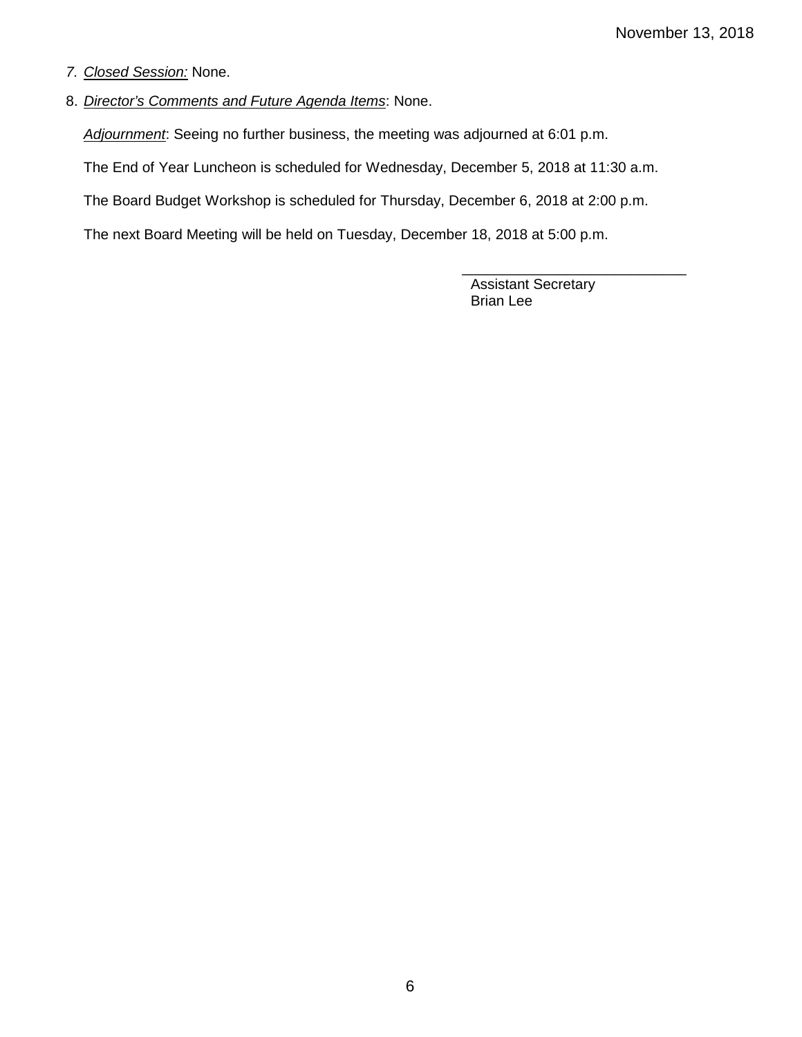7. *__Closed Session:__* None.

8. *__Director's Comments and Future Agenda Items__*: None.

   *__Adjournment__*: Seeing no further business, the meeting was adjourned at 6:01 p.m.

   The End of Year Luncheon is scheduled for Wednesday, December 5, 2018 at 11:30 a.m.

   The Board Budget Workshop is scheduled for Thursday, December 6, 2018 at 2:00 p.m.

   The next Board Meeting will be held on Tuesday, December 18, 2018 at 5:00 p.m.

\_\_\_\_\_\_\_\_\_\_\_\_\_\_\_\_\_\_\_\_\_\_\_\_\_\_\_\_\_\_

Assistant Secretary
Brian Lee